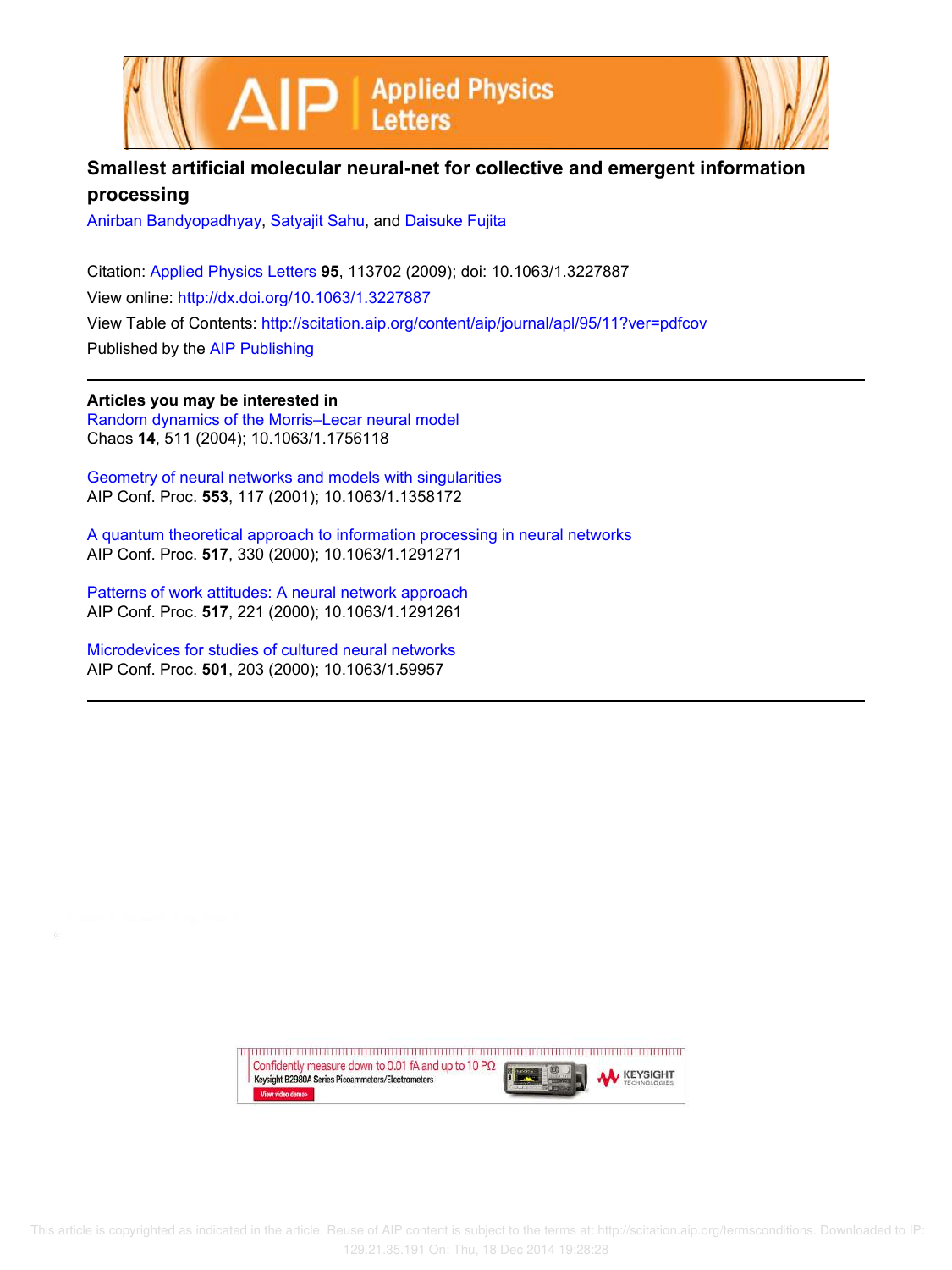# Smallest artificial molecular neural-net for collective and emergent information processing

Anirban Bandyopadhyay, Satyajit Sahu, and Daisuke Fujita

Citation: Applied Physics Letters **95**, 113702 (2009); doi: 10.1063/1.3227887

View online: http://dx.doi.org/10.1063/1.3227887

View Table of Contents: http://scitation.aip.org/content/aip/journal/apl/95/11?ver=pdfcov

Published by the AIP Publishing

---

**Articles you may be interested in**

Random dynamics of the Morris–Lecar neural model
Chaos **14**, 511 (2004); 10.1063/1.1756118

Geometry of neural networks and models with singularities
AIP Conf. Proc. **553**, 117 (2001); 10.1063/1.1358172

A quantum theoretical approach to information processing in neural networks
AIP Conf. Proc. **517**, 330 (2000); 10.1063/1.1291271

Patterns of work attitudes: A neural network approach
AIP Conf. Proc. **517**, 221 (2000); 10.1063/1.1291261

Microdevices for studies of cultured neural networks
AIP Conf. Proc. **501**, 203 (2000); 10.1063/1.59957

---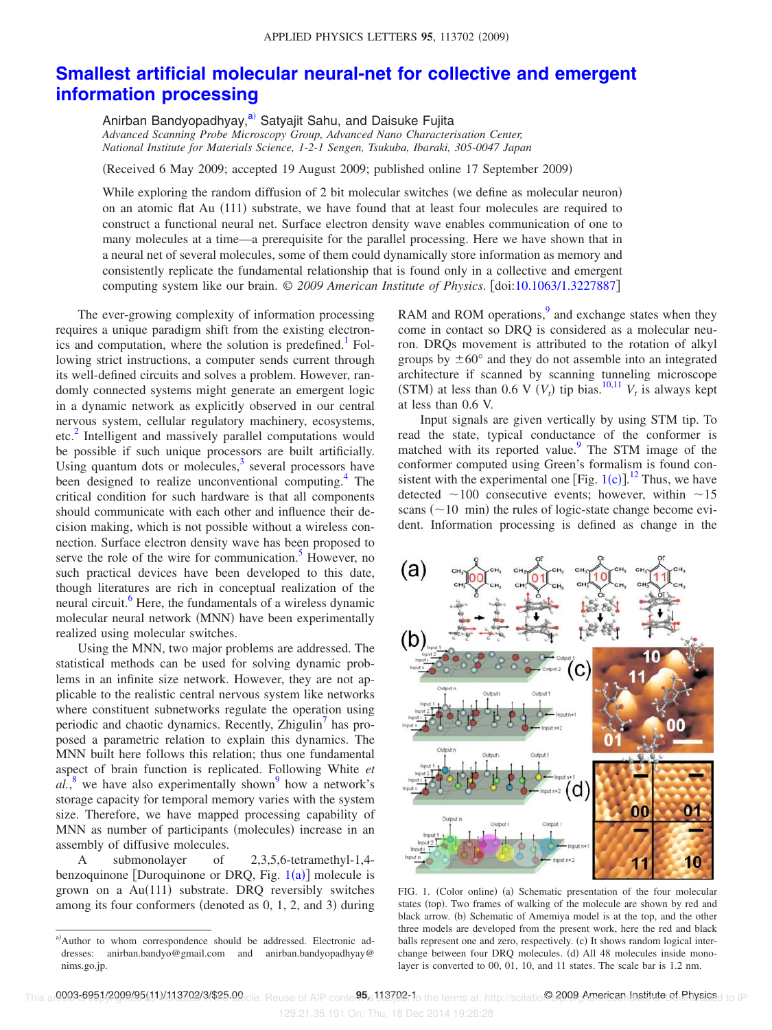# Smallest artificial molecular neural-net for collective and emergent information processing

Anirban Bandyopadhyay,[a] Satyajit Sahu, and Daisuke Fujita

*Advanced Scanning Probe Microscopy Group, Advanced Nano Characterisation Center, National Institute for Materials Science, 1-2-1 Sengen, Tsukuba, Ibaraki, 305-0047 Japan*

(Received 6 May 2009; accepted 19 August 2009; published online 17 September 2009)

While exploring the random diffusion of 2 bit molecular switches (we define as molecular neuron) on an atomic flat Au (111) substrate, we have found that at least four molecules are required to construct a functional neural net. Surface electron density wave enables communication of one to many molecules at a time—a prerequisite for the parallel processing. Here we have shown that in a neural net of several molecules, some of them could dynamically store information as memory and consistently replicate the fundamental relationship that is found only in a collective and emergent computing system like our brain. © *2009 American Institute of Physics*. [doi:10.1063/1.3227887]

The ever-growing complexity of information processing requires a unique paradigm shift from the existing electronics and computation, where the solution is predefined.[1] Following strict instructions, a computer sends current through its well-defined circuits and solves a problem. However, randomly connected systems might generate an emergent logic in a dynamic network as explicitly observed in our central nervous system, cellular regulatory machinery, ecosystems, etc.[2] Intelligent and massively parallel computations would be possible if such unique processors are built artificially. Using quantum dots or molecules,[3] several processors have been designed to realize unconventional computing.[4] The critical condition for such hardware is that all components should communicate with each other and influence their decision making, which is not possible without a wireless connection. Surface electron density wave has been proposed to serve the role of the wire for communication.[5] However, no such practical devices have been developed to this date, though literatures are rich in conceptual realization of the neural circuit.[6] Here, the fundamentals of a wireless dynamic molecular neural network (MNN) have been experimentally realized using molecular switches.

Using the MNN, two major problems are addressed. The statistical methods can be used for solving dynamic problems in an infinite size network. However, they are not applicable to the realistic central nervous system like networks where constituent subnetworks regulate the operation using periodic and chaotic dynamics. Recently, Zhigulin[7] has proposed a parametric relation to explain this dynamics. The MNN built here follows this relation; thus one fundamental aspect of brain function is replicated. Following White *et al.*,[8] we have also experimentally shown[9] how a network's storage capacity for temporal memory varies with the system size. Therefore, we have mapped processing capability of MNN as number of participants (molecules) increase in an assembly of diffusive molecules.

A submonolayer of 2,3,5,6-tetramethyl-1,4-benzoquinone [Duroquinone or DRQ, Fig. 1(a)] molecule is grown on a Au(111) substrate. DRQ reversibly switches among its four conformers (denoted as 0, 1, 2, and 3) during RAM and ROM operations,[9] and exchange states when they come in contact so DRQ is considered as a molecular neuron. DRQs movement is attributed to the rotation of alkyl groups by ±60° and they do not assemble into an integrated architecture if scanned by scanning tunneling microscope (STM) at less than 0.6 V ($V_t$) tip bias.[10,11] $V_t$ is always kept at less than 0.6 V.

Input signals are given vertically by using STM tip. To read the state, typical conductance of the conformer is matched with its reported value.[9] The STM image of the conformer computed using Green's formalism is found consistent with the experimental one [Fig. 1(c)].[12] Thus, we have detected ~100 consecutive events; however, within ~15 scans (~10 min) the rules of logic-state change become evident. Information processing is defined as change in the

FIG. 1. (Color online) (a) Schematic presentation of the four molecular states (top). Two frames of walking of the molecule are shown by red and black arrow. (b) Schematic of Amemiya model is at the top, and the other three models are developed from the present work, here the red and black balls represent one and zero, respectively. (c) It shows random logical interchange between four DRQ molecules. (d) All 48 molecules inside monolayer is converted to 00, 01, 10, and 11 states. The scale bar is 1.2 nm.

[a] Author to whom correspondence should be addressed. Electronic addresses: anirban.bandyo@gmail.com and anirban.bandyopadhyay@nims.go.jp.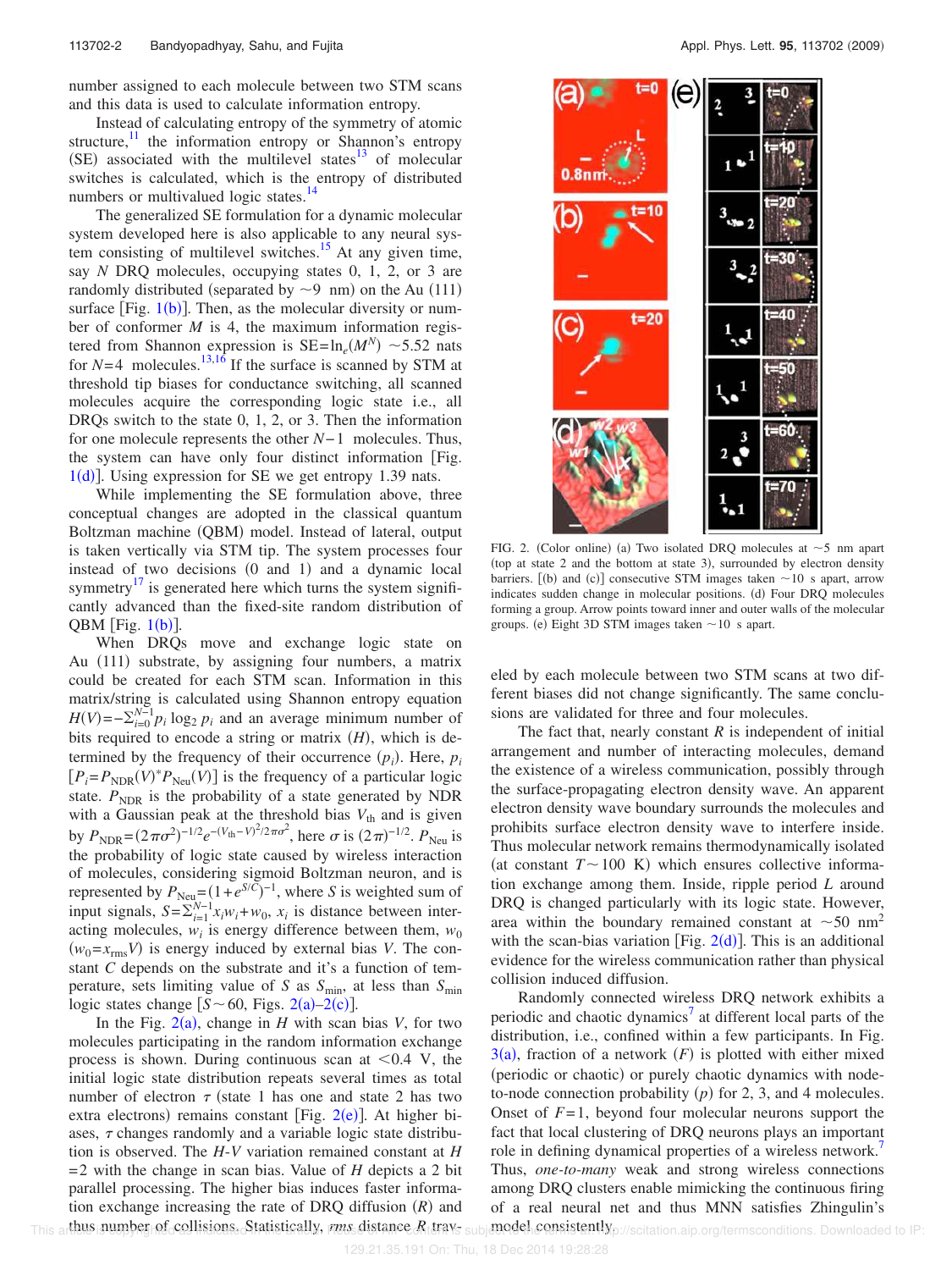number assigned to each molecule between two STM scans and this data is used to calculate information entropy.

Instead of calculating entropy of the symmetry of atomic structure,[11] the information entropy or Shannon's entropy (SE) associated with the multilevel states[13] of molecular switches is calculated, which is the entropy of distributed numbers or multivalued logic states.[14]

The generalized SE formulation for a dynamic molecular system developed here is also applicable to any neural system consisting of multilevel switches.[15] At any given time, say $N$ DRQ molecules, occupying states 0, 1, 2, or 3 are randomly distributed (separated by $\sim$9 nm) on the Au (111) surface [Fig. 1(b)]. Then, as the molecular diversity or number of conformer $M$ is 4, the maximum information registered from Shannon expression is $\mathrm{SE}=\ln_e(M^N)\sim 5.52$ nats for $N=4$ molecules.[13,16] If the surface is scanned by STM at threshold tip biases for conductance switching, all scanned molecules acquire the corresponding logic state i.e., all DRQs switch to the state 0, 1, 2, or 3. Then the information for one molecule represents the other $N-1$ molecules. Thus, the system can have only four distinct information [Fig. 1(d)]. Using expression for SE we get entropy 1.39 nats.

While implementing the SE formulation above, three conceptual changes are adopted in the classical quantum Boltzman machine (QBM) model. Instead of lateral, output is taken vertically via STM tip. The system processes four instead of two decisions (0 and 1) and a dynamic local symmetry[17] is generated here which turns the system significantly advanced than the fixed-site random distribution of QBM [Fig. 1(b)].

When DRQs move and exchange logic state on Au (111) substrate, by assigning four numbers, a matrix could be created for each STM scan. Information in this matrix/string is calculated using Shannon entropy equation $H(V)=-\sum_{i=0}^{N-1}p_i\log_2 p_i$ and an average minimum number of bits required to encode a string or matrix ($H$), which is determined by the frequency of their occurrence ($p_i$). Here, $p_i$ $[P_i=P_{\mathrm{NDR}}(V)^{*}P_{\mathrm{Neu}}(V)]$ is the frequency of a particular logic state. $P_{\mathrm{NDR}}$ is the probability of a state generated by NDR with a Gaussian peak at the threshold bias $V_{\mathrm{th}}$ and is given by $P_{\mathrm{NDR}}=(2\pi\sigma^2)^{-1/2}e^{-(V_{\mathrm{th}}-V)^2/2\pi\sigma^2}$, here $\sigma$ is $(2\pi)^{-1/2}$. $P_{\mathrm{Neu}}$ is the probability of logic state caused by wireless interaction of molecules, considering sigmoid Boltzman neuron, and is represented by $P_{\mathrm{Neu}}=(1+e^{S/C})^{-1}$, where $S$ is weighted sum of input signals, $S=\sum_{i=1}^{N-1}x_iw_i+w_0$, $x_i$ is distance between interacting molecules, $w_i$ is energy difference between them, $w_0$ $(w_0=x_{\mathrm{rms}}V)$ is energy induced by external bias $V$. The constant $C$ depends on the substrate and it's a function of temperature, sets limiting value of $S$ as $S_{\min}$, at less than $S_{\min}$ logic states change [$S\sim 60$, Figs. 2(a)–2(c)].

In the Fig. 2(a), change in $H$ with scan bias $V$, for two molecules participating in the random information exchange process is shown. During continuous scan at $<$0.4 V, the initial logic state distribution repeats several times as total number of electron $\tau$ (state 1 has one and state 2 has two extra electrons) remains constant [Fig. 2(e)]. At higher biases, $\tau$ changes randomly and a variable logic state distribution is observed. The $H$-$V$ variation remained constant at $H=2$ with the change in scan bias. Value of $H$ depicts a 2 bit parallel processing. The higher bias induces faster information exchange increasing the rate of DRQ diffusion ($R$) and thus number of collisions. Statistically, *rms* distance $R$ traveled by each molecule between two STM scans at two different biases did not change significantly. The same conclusions are validated for three and four molecules.

FIG. 2. (Color online) (a) Two isolated DRQ molecules at $\sim$5 nm apart (top at state 2 and the bottom at state 3), surrounded by electron density barriers. [(b) and (c)] consecutive STM images taken $\sim$10 s apart, arrow indicates sudden change in molecular positions. (d) Four DRQ molecules forming a group. Arrow points toward inner and outer walls of the molecular groups. (e) Eight 3D STM images taken $\sim$10 s apart.

The fact that, nearly constant $R$ is independent of initial arrangement and number of interacting molecules, demand the existence of a wireless communication, possibly through the surface-propagating electron density wave. An apparent electron density wave boundary surrounds the molecules and prohibits surface electron density wave to interfere inside. Thus molecular network remains thermodynamically isolated (at constant $T\sim 100$ K) which ensures collective information exchange among them. Inside, ripple period $L$ around DRQ is changed particularly with its logic state. However, area within the boundary remained constant at $\sim$50 nm$^2$ with the scan-bias variation [Fig. 2(d)]. This is an additional evidence for the wireless communication rather than physical collision induced diffusion.

Randomly connected wireless DRQ network exhibits a periodic and chaotic dynamics[7] at different local parts of the distribution, i.e., confined within a few participants. In Fig. 3(a), fraction of a network ($F$) is plotted with either mixed (periodic or chaotic) or purely chaotic dynamics with node-to-node connection probability ($p$) for 2, 3, and 4 molecules. Onset of $F=1$, beyond four molecular neurons support the fact that local clustering of DRQ neurons plays an important role in defining dynamical properties of a wireless network.[7] Thus, *one-to-many* weak and strong wireless connections among DRQ clusters enable mimicking the continuous firing of a real neural net and thus MNN satisfies Zhingulin's model consistently.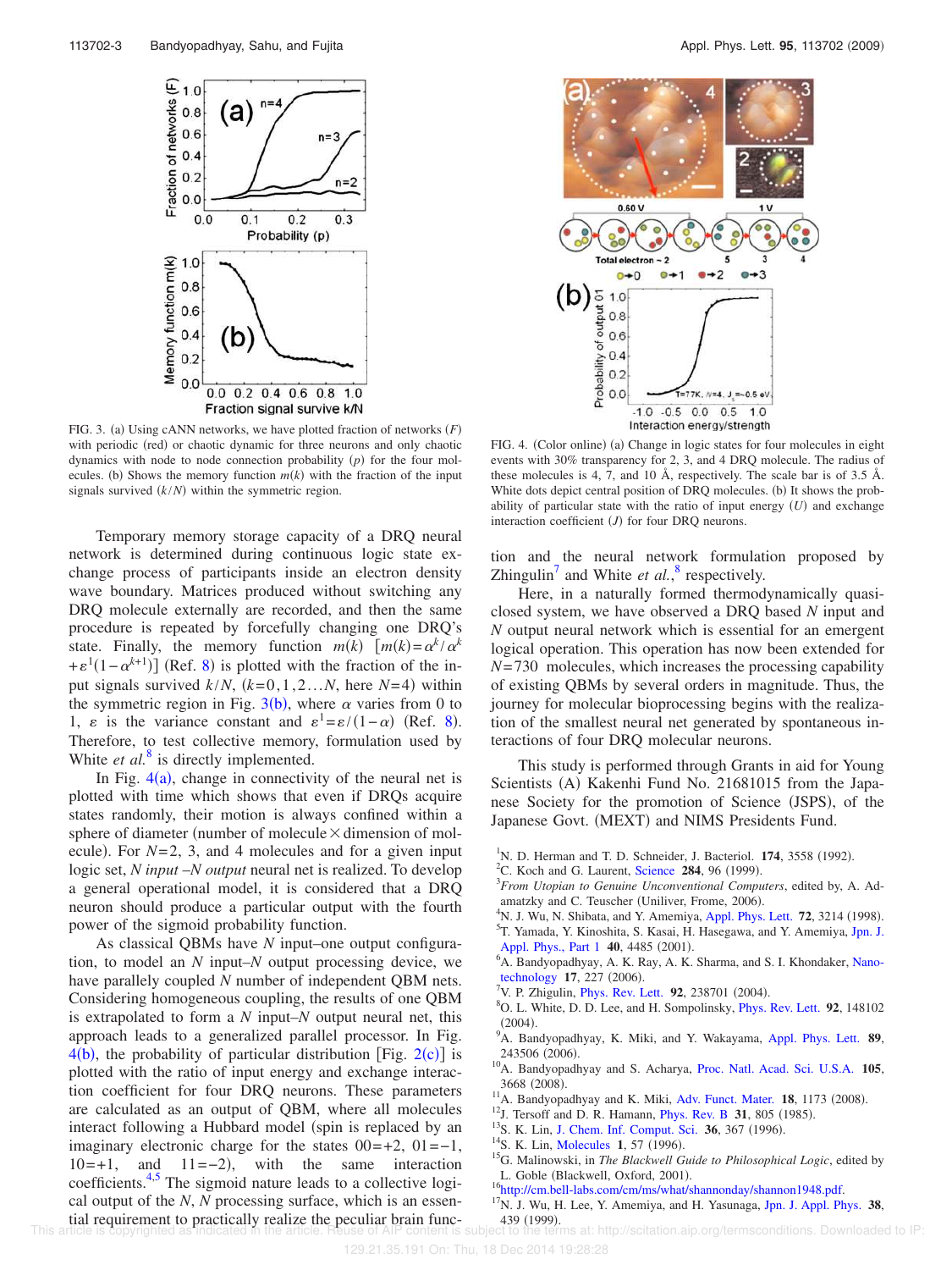(a)
Fraction of networks (F)
1.0
0.8
0.6
0.4
0.2
0.0
n=4
n=3
n=2
0.0 0.1 0.2 0.3
Probability (p)

(b)
Memory function m(k)
1.0
0.8
0.6
0.4
0.2
0.0
0.0 0.2 0.4 0.6 0.8 1.0
Fraction signal survive k/N

FIG. 3. (a) Using cANN networks, we have plotted fraction of networks ($F$) with periodic (red) or chaotic dynamic for three neurons and only chaotic dynamics with node to node connection probability ($p$) for the four molecules. (b) Shows the memory function $m(k)$ with the fraction of the input signals survived ($k/N$) within the symmetric region.

Temporary memory storage capacity of a DRQ neural network is determined during continuous logic state exchange process of participants inside an electron density wave boundary. Matrices produced without switching any DRQ molecule externally are recorded, and then the same procedure is repeated by forcefully changing one DRQ's state. Finally, the memory function $m(k)$ $[m(k)=\alpha^k/\alpha^k+\varepsilon^1(1-\alpha^{k+1})]$ (Ref. 8) is plotted with the fraction of the input signals survived $k/N$, $(k=0,1,2\ldots N$, here $N=4)$ within the symmetric region in Fig. 3(b), where $\alpha$ varies from 0 to 1, $\varepsilon$ is the variance constant and $\varepsilon^1=\varepsilon/(1-\alpha)$ (Ref. 8). Therefore, to test collective memory, formulation used by White *et al.*[8] is directly implemented.

In Fig. 4(a), change in connectivity of the neural net is plotted with time which shows that even if DRQs acquire states randomly, their motion is always confined within a sphere of diameter (number of molecule × dimension of molecule). For $N=2$, 3, and 4 molecules and for a given input logic set, *N input –N output* neural net is realized. To develop a general operational model, it is considered that a DRQ neuron should produce a particular output with the fourth power of the sigmoid probability function.

As classical QBMs have $N$ input–one output configuration, to model an $N$ input–$N$ output processing device, we have parallely coupled $N$ number of independent QBM nets. Considering homogeneous coupling, the results of one QBM is extrapolated to form a $N$ input–$N$ output neural net, this approach leads to a generalized parallel processor. In Fig. 4(b), the probability of particular distribution [Fig. 2(c)] is plotted with the ratio of input energy and exchange interaction coefficient for four DRQ neurons. These parameters are calculated as an output of QBM, where all molecules interact following a Hubbard model (spin is replaced by an imaginary electronic charge for the states 00=+2, 01=−1, 10=+1, and 11=−2), with the same interaction coefficients.[4,5] The sigmoid nature leads to a collective logical output of the $N$, $N$ processing surface, which is an essential requirement to practically realize the peculiar brain function and the neural network formulation proposed by Zhingulin[7] and White *et al.*,[8] respectively.

(a) 4 3 2
0.60 V 1 V
Total electron ~ 2 5 3 4
0→0 0→1 0→2 0→3
(b)
Probability of output 01
1.0
0.8
0.6
0.4
0.2
0.0
T=77K, N=4, J=−0.5 eV
-1.0 -0.5 0.0 0.5 1.0
Interaction energy/strength

FIG. 4. (Color online) (a) Change in logic states for four molecules in eight events with 30% transparency for 2, 3, and 4 DRQ molecule. The radius of these molecules is 4, 7, and 10 Å, respectively. The scale bar is of 3.5 Å. White dots depict central position of DRQ molecules. (b) It shows the probability of particular state with the ratio of input energy ($U$) and exchange interaction coefficient ($J$) for four DRQ neurons.

Here, in a naturally formed thermodynamically quasi-closed system, we have observed a DRQ based $N$ input and $N$ output neural network which is essential for an emergent logical operation. This operation has now been extended for $N=730$ molecules, which increases the processing capability of existing QBMs by several orders in magnitude. Thus, the journey for molecular bioprocessing begins with the realization of the smallest neural net generated by spontaneous interactions of four DRQ molecular neurons.

This study is performed through Grants in aid for Young Scientists (A) Kakenhi Fund No. 21681015 from the Japanese Society for the promotion of Science (JSPS), of the Japanese Govt. (MEXT) and NIMS Presidents Fund.

[1] N. D. Herman and T. D. Schneider, J. Bacteriol. **174**, 3558 (1992).
[2] C. Koch and G. Laurent, Science **284**, 96 (1999).
[3] *From Utopian to Genuine Unconventional Computers*, edited by, A. Adamatzky and C. Teuscher (Luniver, Frome, 2006).
[4] N. J. Wu, N. Shibata, and Y. Amemiya, Appl. Phys. Lett. **72**, 3214 (1998).
[5] T. Yamada, Y. Kinoshita, S. Kasai, H. Hasegawa, and Y. Amemiya, Jpn. J. Appl. Phys., Part 1 **40**, 4485 (2001).
[6] A. Bandyopadhyay, A. K. Ray, A. K. Sharma, and S. I. Khondaker, Nanotechnology **17**, 227 (2006).
[7] V. P. Zhigulin, Phys. Rev. Lett. **92**, 238701 (2004).
[8] O. L. White, D. D. Lee, and H. Sompolinsky, Phys. Rev. Lett. **92**, 148102 (2004).
[9] A. Bandyopadhyay, K. Miki, and Y. Wakayama, Appl. Phys. Lett. **89**, 243506 (2006).
[10] A. Bandyopadhyay and S. Acharya, Proc. Natl. Acad. Sci. U.S.A. **105**, 3668 (2008).
[11] A. Bandyopadhyay and K. Miki, Adv. Funct. Mater. **18**, 1173 (2008).
[12] J. Tersoff and D. R. Hamann, Phys. Rev. B **31**, 805 (1985).
[13] S. K. Lin, J. Chem. Inf. Comput. Sci. **36**, 367 (1996).
[14] S. K. Lin, Molecules **1**, 57 (1996).
[15] G. Malinowski, in *The Blackwell Guide to Philosophical Logic*, edited by L. Goble (Blackwell, Oxford, 2001).
[16] http://cm.bell-labs.com/cm/ms/what/shannonday/shannon1948.pdf.
[17] N. J. Wu, H. Lee, Y. Amemiya, and H. Yasunaga, Jpn. J. Appl. Phys. **38**, 439 (1999).